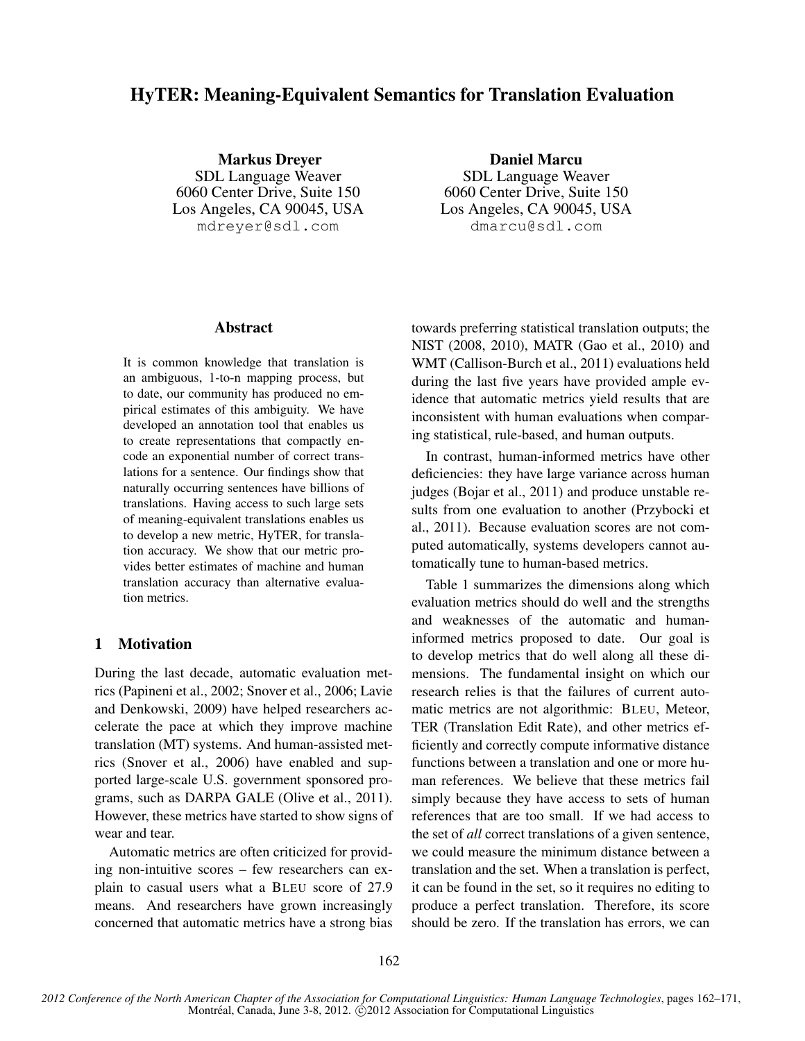# HyTER: Meaning-Equivalent Semantics for Translation Evaluation

**Markus Dreyer**
SDL Language Weaver
6060 Center Drive, Suite 150
Los Angeles, CA 90045, USA
mdreyer@sdl.com

**Daniel Marcu**
SDL Language Weaver
6060 Center Drive, Suite 150
Los Angeles, CA 90045, USA
dmarcu@sdl.com

## Abstract

It is common knowledge that translation is an ambiguous, 1-to-n mapping process, but to date, our community has produced no empirical estimates of this ambiguity. We have developed an annotation tool that enables us to create representations that compactly encode an exponential number of correct translations for a sentence. Our findings show that naturally occurring sentences have billions of translations. Having access to such large sets of meaning-equivalent translations enables us to develop a new metric, HyTER, for translation accuracy. We show that our metric provides better estimates of machine and human translation accuracy than alternative evaluation metrics.

## 1 Motivation

During the last decade, automatic evaluation metrics (Papineni et al., 2002; Snover et al., 2006; Lavie and Denkowski, 2009) have helped researchers accelerate the pace at which they improve machine translation (MT) systems. And human-assisted metrics (Snover et al., 2006) have enabled and supported large-scale U.S. government sponsored programs, such as DARPA GALE (Olive et al., 2011). However, these metrics have started to show signs of wear and tear.

Automatic metrics are often criticized for providing non-intuitive scores – few researchers can explain to casual users what a BLEU score of 27.9 means. And researchers have grown increasingly concerned that automatic metrics have a strong bias towards preferring statistical translation outputs; the NIST (2008, 2010), MATR (Gao et al., 2010) and WMT (Callison-Burch et al., 2011) evaluations held during the last five years have provided ample evidence that automatic metrics yield results that are inconsistent with human evaluations when comparing statistical, rule-based, and human outputs.

In contrast, human-informed metrics have other deficiencies: they have large variance across human judges (Bojar et al., 2011) and produce unstable results from one evaluation to another (Przybocki et al., 2011). Because evaluation scores are not computed automatically, systems developers cannot automatically tune to human-based metrics.

Table 1 summarizes the dimensions along which evaluation metrics should do well and the strengths and weaknesses of the automatic and human-informed metrics proposed to date. Our goal is to develop metrics that do well along all these dimensions. The fundamental insight on which our research relies is that the failures of current automatic metrics are not algorithmic: BLEU, Meteor, TER (Translation Edit Rate), and other metrics efficiently and correctly compute informative distance functions between a translation and one or more human references. We believe that these metrics fail simply because they have access to sets of human references that are too small. If we had access to the set of *all* correct translations of a given sentence, we could measure the minimum distance between a translation and the set. When a translation is perfect, it can be found in the set, so it requires no editing to produce a perfect translation. Therefore, its score should be zero. If the translation has errors, we can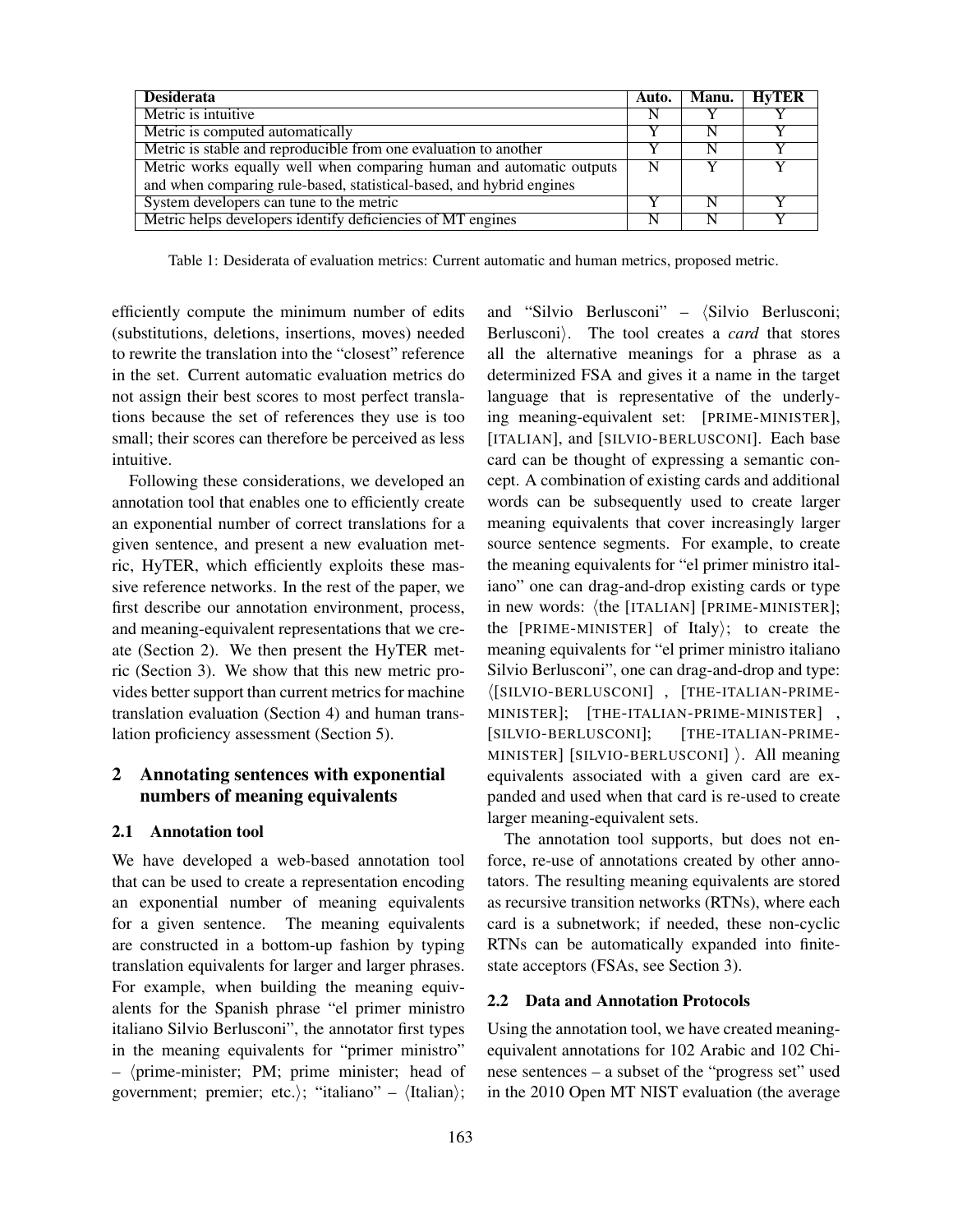| Desiderata | Auto. | Manu. | HyTER |
|---|---|---|---|
| Metric is intuitive | N | Y | Y |
| Metric is computed automatically | Y | N | Y |
| Metric is stable and reproducible from one evaluation to another | Y | N | Y |
| Metric works equally well when comparing human and automatic outputs and when comparing rule-based, statistical-based, and hybrid engines | N | Y | Y |
| System developers can tune to the metric | Y | N | Y |
| Metric helps developers identify deficiencies of MT engines | N | N | Y |

Table 1: Desiderata of evaluation metrics: Current automatic and human metrics, proposed metric.

efficiently compute the minimum number of edits (substitutions, deletions, insertions, moves) needed to rewrite the translation into the "closest" reference in the set. Current automatic evaluation metrics do not assign their best scores to most perfect translations because the set of references they use is too small; their scores can therefore be perceived as less intuitive.

Following these considerations, we developed an annotation tool that enables one to efficiently create an exponential number of correct translations for a given sentence, and present a new evaluation metric, HyTER, which efficiently exploits these massive reference networks. In the rest of the paper, we first describe our annotation environment, process, and meaning-equivalent representations that we create (Section 2). We then present the HyTER metric (Section 3). We show that this new metric provides better support than current metrics for machine translation evaluation (Section 4) and human translation proficiency assessment (Section 5).

## 2 Annotating sentences with exponential numbers of meaning equivalents

### 2.1 Annotation tool

We have developed a web-based annotation tool that can be used to create a representation encoding an exponential number of meaning equivalents for a given sentence. The meaning equivalents are constructed in a bottom-up fashion by typing translation equivalents for larger and larger phrases. For example, when building the meaning equivalents for the Spanish phrase "el primer ministro italiano Silvio Berlusconi", the annotator first types in the meaning equivalents for "primer ministro" – ⟨prime-minister; PM; prime minister; head of government; premier; etc.⟩; "italiano" – ⟨Italian⟩; and "Silvio Berlusconi" – ⟨Silvio Berlusconi; Berlusconi⟩. The tool creates a *card* that stores all the alternative meanings for a phrase as a determinized FSA and gives it a name in the target language that is representative of the underlying meaning-equivalent set: [PRIME-MINISTER], [ITALIAN], and [SILVIO-BERLUSCONI]. Each base card can be thought of expressing a semantic concept. A combination of existing cards and additional words can be subsequently used to create larger meaning equivalents that cover increasingly larger source sentence segments. For example, to create the meaning equivalents for "el primer ministro italiano" one can drag-and-drop existing cards or type in new words: ⟨the [ITALIAN] [PRIME-MINISTER]; the [PRIME-MINISTER] of Italy⟩; to create the meaning equivalents for "el primer ministro italiano Silvio Berlusconi", one can drag-and-drop and type: ⟨[SILVIO-BERLUSCONI] , [THE-ITALIAN-PRIME-MINISTER]; [THE-ITALIAN-PRIME-MINISTER] , [SILVIO-BERLUSCONI]; [THE-ITALIAN-PRIME-MINISTER] [SILVIO-BERLUSCONI] ⟩. All meaning equivalents associated with a given card are expanded and used when that card is re-used to create larger meaning-equivalent sets.

The annotation tool supports, but does not enforce, re-use of annotations created by other annotators. The resulting meaning equivalents are stored as recursive transition networks (RTNs), where each card is a subnetwork; if needed, these non-cyclic RTNs can be automatically expanded into finite-state acceptors (FSAs, see Section 3).

### 2.2 Data and Annotation Protocols

Using the annotation tool, we have created meaning-equivalent annotations for 102 Arabic and 102 Chinese sentences – a subset of the "progress set" used in the 2010 Open MT NIST evaluation (the average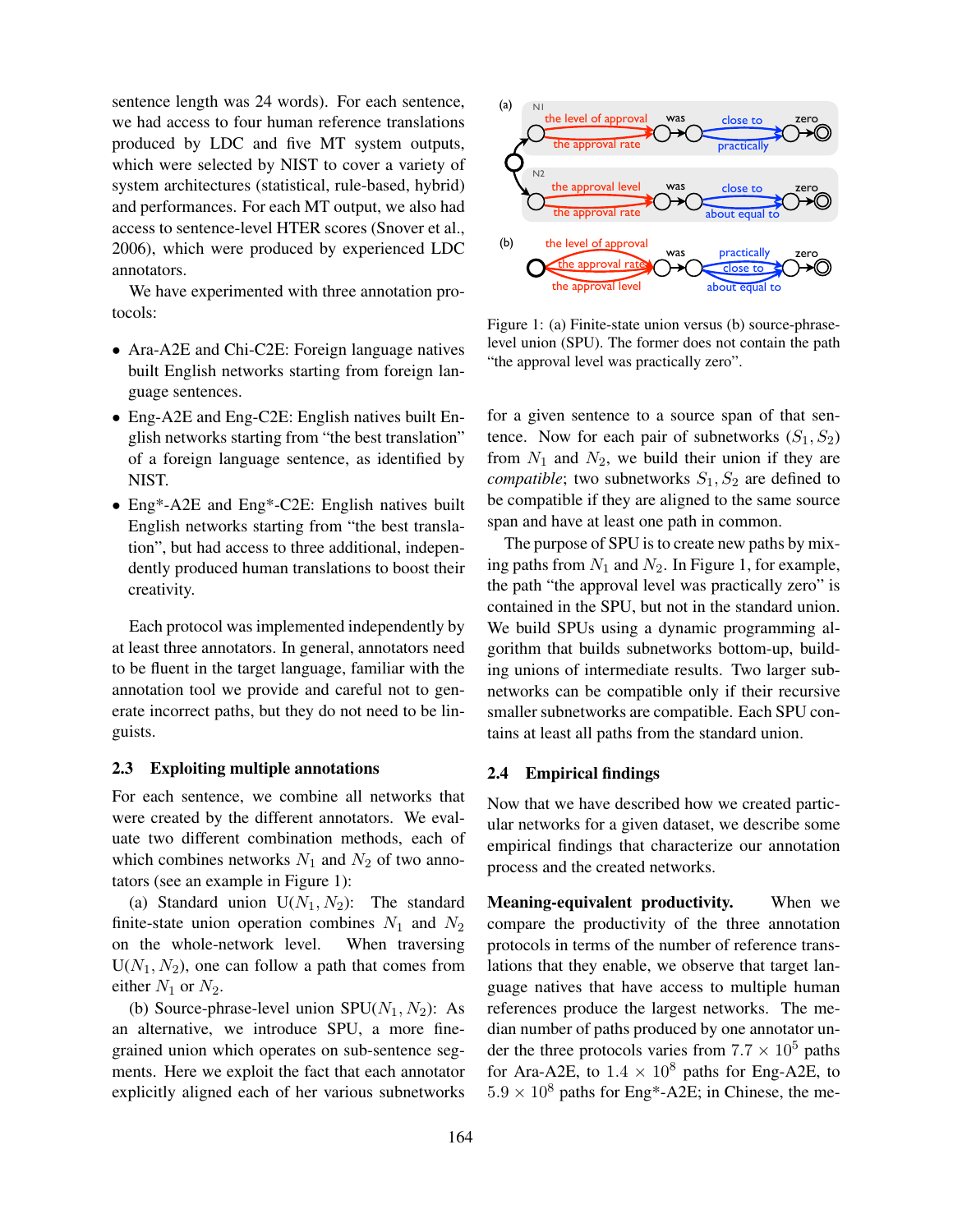sentence length was 24 words). For each sentence, we had access to four human reference translations produced by LDC and five MT system outputs, which were selected by NIST to cover a variety of system architectures (statistical, rule-based, hybrid) and performances. For each MT output, we also had access to sentence-level HTER scores (Snover et al., 2006), which were produced by experienced LDC annotators.

We have experimented with three annotation protocols:

- Ara-A2E and Chi-C2E: Foreign language natives built English networks starting from foreign language sentences.
- Eng-A2E and Eng-C2E: English natives built English networks starting from "the best translation" of a foreign language sentence, as identified by NIST.
- Eng*-A2E and Eng*-C2E: English natives built English networks starting from "the best translation", but had access to three additional, independently produced human translations to boost their creativity.

Each protocol was implemented independently by at least three annotators. In general, annotators need to be fluent in the target language, familiar with the annotation tool we provide and careful not to generate incorrect paths, but they do not need to be linguists.

### 2.3 Exploiting multiple annotations

For each sentence, we combine all networks that were created by the different annotators. We evaluate two different combination methods, each of which combines networks $N_1$ and $N_2$ of two annotators (see an example in Figure 1):

(a) Standard union $\mathrm{U}(N_1, N_2)$: The standard finite-state union operation combines $N_1$ and $N_2$ on the whole-network level. When traversing $\mathrm{U}(N_1, N_2)$, one can follow a path that comes from either $N_1$ or $N_2$.

(b) Source-phrase-level union $\mathrm{SPU}(N_1, N_2)$: As an alternative, we introduce SPU, a more fine-grained union which operates on sub-sentence segments. Here we exploit the fact that each annotator explicitly aligned each of her various subnetworks for a given sentence to a source span of that sentence. Now for each pair of subnetworks $(S_1, S_2)$ from $N_1$ and $N_2$, we build their union if they are *compatible*; two subnetworks $S_1, S_2$ are defined to be compatible if they are aligned to the same source span and have at least one path in common.

Figure 1: (a) Finite-state union versus (b) source-phrase-level union (SPU). The former does not contain the path "the approval level was practically zero".

The purpose of SPU is to create new paths by mixing paths from $N_1$ and $N_2$. In Figure 1, for example, the path "the approval level was practically zero" is contained in the SPU, but not in the standard union. We build SPUs using a dynamic programming algorithm that builds subnetworks bottom-up, building unions of intermediate results. Two larger subnetworks can be compatible only if their recursive smaller subnetworks are compatible. Each SPU contains at least all paths from the standard union.

### 2.4 Empirical findings

Now that we have described how we created particular networks for a given dataset, we describe some empirical findings that characterize our annotation process and the created networks.

**Meaning-equivalent productivity.** When we compare the productivity of the three annotation protocols in terms of the number of reference translations that they enable, we observe that target language natives that have access to multiple human references produce the largest networks. The median number of paths produced by one annotator under the three protocols varies from $7.7 \times 10^5$ paths for Ara-A2E, to $1.4 \times 10^8$ paths for Eng-A2E, to $5.9 \times 10^8$ paths for Eng*-A2E; in Chinese, the me-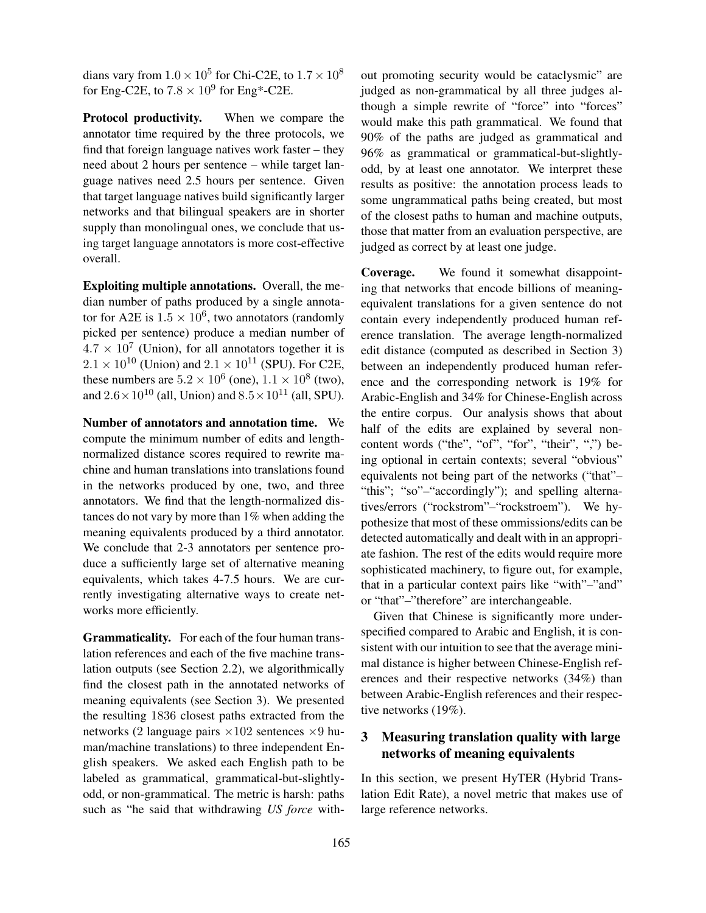dians vary from $1.0 \times 10^5$ for Chi-C2E, to $1.7 \times 10^8$ for Eng-C2E, to $7.8 \times 10^9$ for Eng*-C2E.

**Protocol productivity.** When we compare the annotator time required by the three protocols, we find that foreign language natives work faster – they need about 2 hours per sentence – while target language natives need 2.5 hours per sentence. Given that target language natives build significantly larger networks and that bilingual speakers are in shorter supply than monolingual ones, we conclude that using target language annotators is more cost-effective overall.

**Exploiting multiple annotations.** Overall, the median number of paths produced by a single annotator for A2E is $1.5 \times 10^6$, two annotators (randomly picked per sentence) produce a median number of $4.7 \times 10^7$ (Union), for all annotators together it is $2.1 \times 10^{10}$ (Union) and $2.1 \times 10^{11}$ (SPU). For C2E, these numbers are $5.2 \times 10^6$ (one), $1.1 \times 10^8$ (two), and $2.6 \times 10^{10}$ (all, Union) and $8.5 \times 10^{11}$ (all, SPU).

**Number of annotators and annotation time.** We compute the minimum number of edits and length-normalized distance scores required to rewrite machine and human translations into translations found in the networks produced by one, two, and three annotators. We find that the length-normalized distances do not vary by more than 1% when adding the meaning equivalents produced by a third annotator. We conclude that 2-3 annotators per sentence produce a sufficiently large set of alternative meaning equivalents, which takes 4-7.5 hours. We are currently investigating alternative ways to create networks more efficiently.

**Grammaticality.** For each of the four human translation references and each of the five machine translation outputs (see Section 2.2), we algorithmically find the closest path in the annotated networks of meaning equivalents (see Section 3). We presented the resulting 1836 closest paths extracted from the networks (2 language pairs $\times 102$ sentences $\times 9$ human/machine translations) to three independent English speakers. We asked each English path to be labeled as grammatical, grammatical-but-slightly-odd, or non-grammatical. The metric is harsh: paths such as "he said that withdrawing *US force* without promoting security would be cataclysmic" are judged as non-grammatical by all three judges although a simple rewrite of "force" into "forces" would make this path grammatical. We found that 90% of the paths are judged as grammatical and 96% as grammatical or grammatical-but-slightly-odd, by at least one annotator. We interpret these results as positive: the annotation process leads to some ungrammatical paths being created, but most of the closest paths to human and machine outputs, those that matter from an evaluation perspective, are judged as correct by at least one judge.

**Coverage.** We found it somewhat disappointing that networks that encode billions of meaning-equivalent translations for a given sentence do not contain every independently produced human reference translation. The average length-normalized edit distance (computed as described in Section 3) between an independently produced human reference and the corresponding network is 19% for Arabic-English and 34% for Chinese-English across the entire corpus. Our analysis shows that about half of the edits are explained by several non-content words ("the", "of", "for", "their", ",") being optional in certain contexts; several "obvious" equivalents not being part of the networks ("that"–"this"; "so"–"accordingly"); and spelling alternatives/errors ("rockstrom"–"rockstroem"). We hypothesize that most of these ommissions/edits can be detected automatically and dealt with in an appropriate fashion. The rest of the edits would require more sophisticated machinery, to figure out, for example, that in a particular context pairs like "with"–"and" or "that"–"therefore" are interchangeable.

Given that Chinese is significantly more underspecified compared to Arabic and English, it is consistent with our intuition to see that the average minimal distance is higher between Chinese-English references and their respective networks (34%) than between Arabic-English references and their respective networks (19%).

## 3 Measuring translation quality with large networks of meaning equivalents

In this section, we present HyTER (Hybrid Translation Edit Rate), a novel metric that makes use of large reference networks.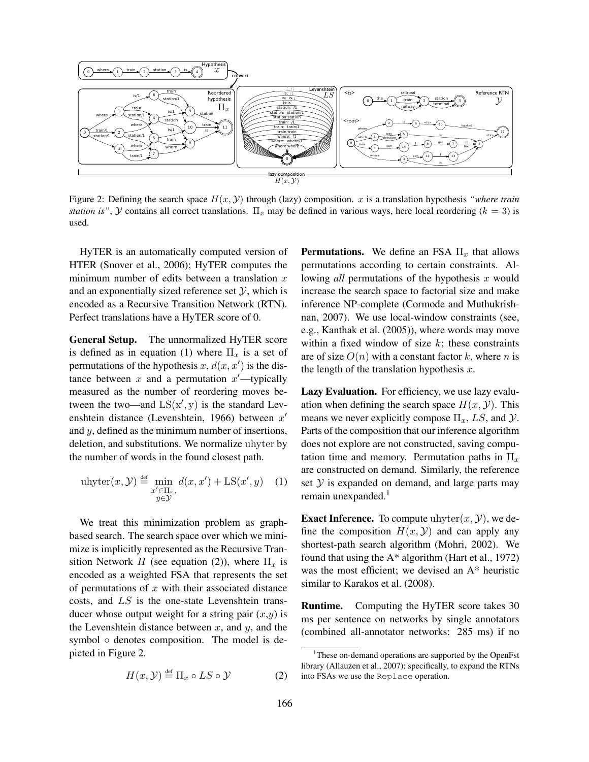Figure 2: Defining the search space $H(x, \mathcal{Y})$ through (lazy) composition. $x$ is a translation hypothesis *"where train station is"*, $\mathcal{Y}$ contains all correct translations. $\Pi_x$ may be defined in various ways, here local reordering ($k = 3$) is used.

HyTER is an automatically computed version of HTER (Snover et al., 2006); HyTER computes the minimum number of edits between a translation $x$ and an exponentially sized reference set $\mathcal{Y}$, which is encoded as a Recursive Transition Network (RTN). Perfect translations have a HyTER score of 0.

**General Setup.** The unnormalized HyTER score is defined as in equation (1) where $\Pi_x$ is a set of permutations of the hypothesis $x$, $d(x, x')$ is the distance between $x$ and a permutation $x'$—typically measured as the number of reordering moves between the two—and $\mathrm{LS}(x', y)$ is the standard Levenshtein distance (Levenshtein, 1966) between $x'$ and $y$, defined as the minimum number of insertions, deletion, and substitutions. We normalize uhyter by the number of words in the found closest path.

$$\mathrm{uhyter}(x, \mathcal{Y}) \stackrel{\text{def}}{=} \min_{\substack{x' \in \Pi_x, \\ y \in \mathcal{Y}}} d(x, x') + \mathrm{LS}(x', y) \quad (1)$$

We treat this minimization problem as graph-based search. The search space over which we minimize is implicitly represented as the Recursive Transition Network $H$ (see equation (2)), where $\Pi_x$ is encoded as a weighted FSA that represents the set of permutations of $x$ with their associated distance costs, and $LS$ is the one-state Levenshtein transducer whose output weight for a string pair ($x$,$y$) is the Levenshtein distance between $x$, and $y$, and the symbol $\circ$ denotes composition. The model is depicted in Figure 2.

$$H(x, \mathcal{Y}) \stackrel{\text{def}}{=} \Pi_x \circ LS \circ \mathcal{Y} \quad (2)$$

**Permutations.** We define an FSA $\Pi_x$ that allows permutations according to certain constraints. Allowing *all* permutations of the hypothesis $x$ would increase the search space to factorial size and make inference NP-complete (Cormode and Muthukrishnan, 2007). We use local-window constraints (see, e.g., Kanthak et al. (2005)), where words may move within a fixed window of size $k$; these constraints are of size $O(n)$ with a constant factor $k$, where $n$ is the length of the translation hypothesis $x$.

**Lazy Evaluation.** For efficiency, we use lazy evaluation when defining the search space $H(x, \mathcal{Y})$. This means we never explicitly compose $\Pi_x$, $LS$, and $\mathcal{Y}$. Parts of the composition that our inference algorithm does not explore are not constructed, saving computation time and memory. Permutation paths in $\Pi_x$ are constructed on demand. Similarly, the reference set $\mathcal{Y}$ is expanded on demand, and large parts may remain unexpanded.[1]

**Exact Inference.** To compute $\mathrm{uhyter}(x, \mathcal{Y})$, we define the composition $H(x, \mathcal{Y})$ and can apply any shortest-path search algorithm (Mohri, 2002). We found that using the A* algorithm (Hart et al., 1972) was the most efficient; we devised an A* heuristic similar to Karakos et al. (2008).

**Runtime.** Computing the HyTER score takes 30 ms per sentence on networks by single annotators (combined all-annotator networks: 285 ms) if no

[1]These on-demand operations are supported by the OpenFst library (Allauzen et al., 2007); specifically, to expand the RTNs into FSAs we use the `Replace` operation.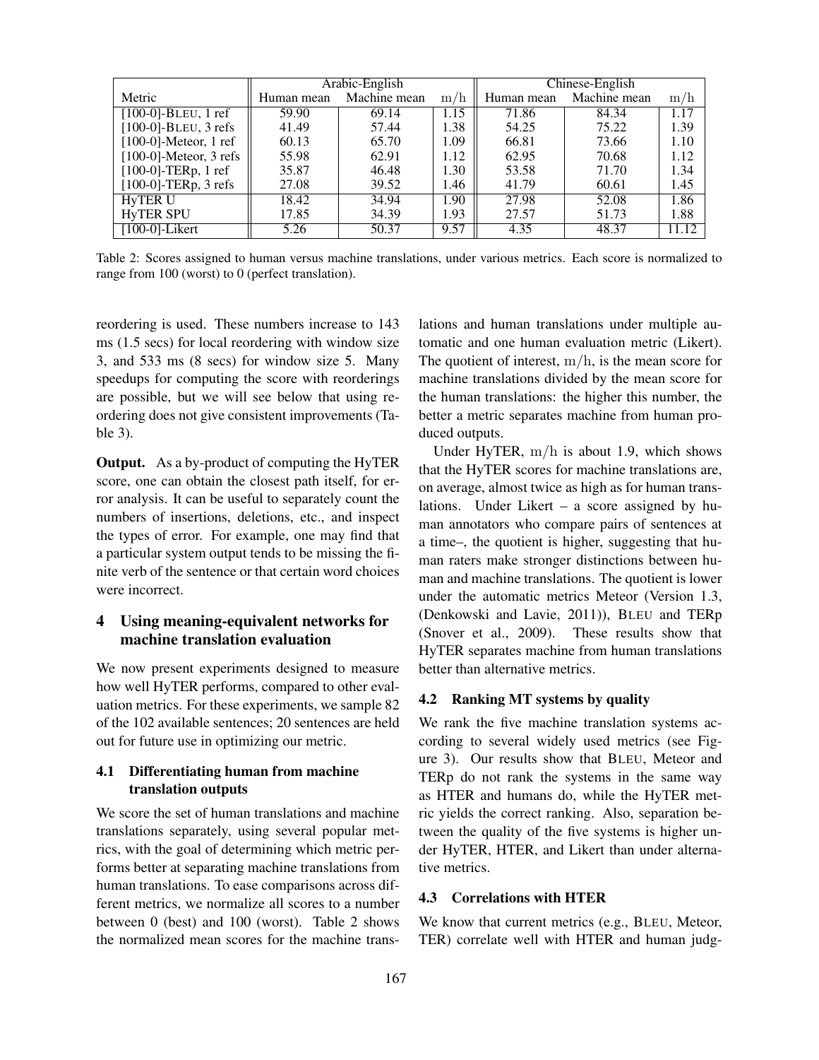| Metric | Arabic-English | | | Chinese-English | | |
|---|---|---|---|---|---|---|
| | Human mean | Machine mean | m/h | Human mean | Machine mean | m/h |
| [100-0]-BLEU, 1 ref | 59.90 | 69.14 | 1.15 | 71.86 | 84.34 | 1.17 |
| [100-0]-BLEU, 3 refs | 41.49 | 57.44 | 1.38 | 54.25 | 75.22 | 1.39 |
| [100-0]-Meteor, 1 ref | 60.13 | 65.70 | 1.09 | 66.81 | 73.66 | 1.10 |
| [100-0]-Meteor, 3 refs | 55.98 | 62.91 | 1.12 | 62.95 | 70.68 | 1.12 |
| [100-0]-TERp, 1 ref | 35.87 | 46.48 | 1.30 | 53.58 | 71.70 | 1.34 |
| [100-0]-TERp, 3 refs | 27.08 | 39.52 | 1.46 | 41.79 | 60.61 | 1.45 |
| HyTER U | 18.42 | 34.94 | 1.90 | 27.98 | 52.08 | 1.86 |
| HyTER SPU | 17.85 | 34.39 | 1.93 | 27.57 | 51.73 | 1.88 |
| [100-0]-Likert | 5.26 | 50.37 | 9.57 | 4.35 | 48.37 | 11.12 |

Table 2: Scores assigned to human versus machine translations, under various metrics. Each score is normalized to range from 100 (worst) to 0 (perfect translation).

reordering is used. These numbers increase to 143 ms (1.5 secs) for local reordering with window size 3, and 533 ms (8 secs) for window size 5. Many speedups for computing the score with reorderings are possible, but we will see below that using reordering does not give consistent improvements (Table 3).

**Output.** As a by-product of computing the HyTER score, one can obtain the closest path itself, for error analysis. It can be useful to separately count the numbers of insertions, deletions, etc., and inspect the types of error. For example, one may find that a particular system output tends to be missing the finite verb of the sentence or that certain word choices were incorrect.

## 4 Using meaning-equivalent networks for machine translation evaluation

We now present experiments designed to measure how well HyTER performs, compared to other evaluation metrics. For these experiments, we sample 82 of the 102 available sentences; 20 sentences are held out for future use in optimizing our metric.

### 4.1 Differentiating human from machine translation outputs

We score the set of human translations and machine translations separately, using several popular metrics, with the goal of determining which metric performs better at separating machine translations from human translations. To ease comparisons across different metrics, we normalize all scores to a number between 0 (best) and 100 (worst). Table 2 shows the normalized mean scores for the machine translations and human translations under multiple automatic and one human evaluation metric (Likert). The quotient of interest, $\mathrm{m}/\mathrm{h}$, is the mean score for machine translations divided by the mean score for the human translations: the higher this number, the better a metric separates machine from human produced outputs.

Under HyTER, $\mathrm{m}/\mathrm{h}$ is about 1.9, which shows that the HyTER scores for machine translations are, on average, almost twice as high as for human translations. Under Likert – a score assigned by human annotators who compare pairs of sentences at a time–, the quotient is higher, suggesting that human raters make stronger distinctions between human and machine translations. The quotient is lower under the automatic metrics Meteor (Version 1.3, (Denkowski and Lavie, 2011)), BLEU and TERp (Snover et al., 2009). These results show that HyTER separates machine from human translations better than alternative metrics.

### 4.2 Ranking MT systems by quality

We rank the five machine translation systems according to several widely used metrics (see Figure 3). Our results show that BLEU, Meteor and TERp do not rank the systems in the same way as HTER and humans do, while the HyTER metric yields the correct ranking. Also, separation between the quality of the five systems is higher under HyTER, HTER, and Likert than under alternative metrics.

### 4.3 Correlations with HTER

We know that current metrics (e.g., BLEU, Meteor, TER) correlate well with HTER and human judg-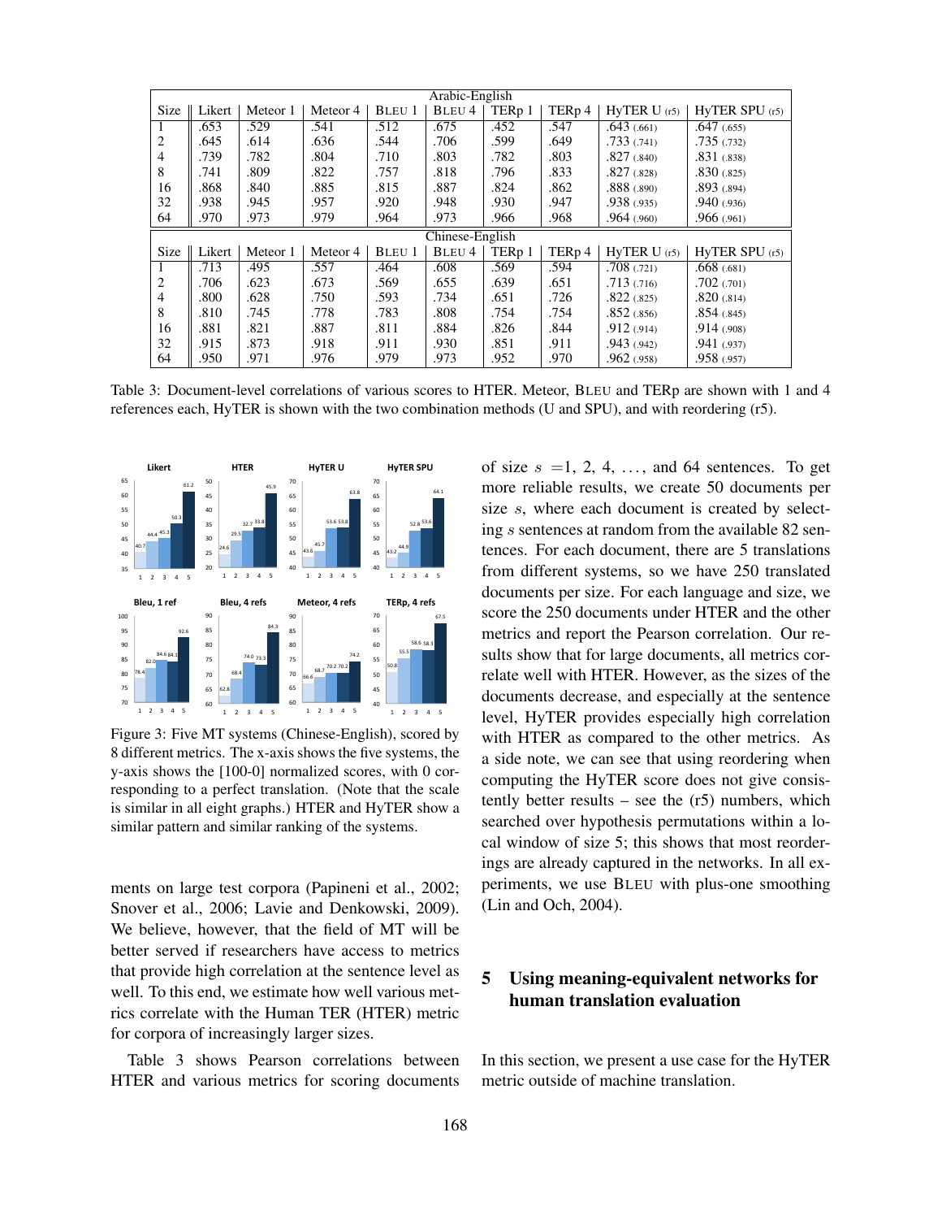| Arabic-English | | | | | | | | | |
|---|---|---|---|---|---|---|---|---|---|
| Size | Likert | Meteor 1 | Meteor 4 | BLEU 1 | BLEU 4 | TERp 1 | TERp 4 | HyTER U (r5) | HyTER SPU (r5) |
| 1 | .653 | .529 | .541 | .512 | .675 | .452 | .547 | .643 (.661) | .647 (.655) |
| 2 | .645 | .614 | .636 | .544 | .706 | .599 | .649 | .733 (.741) | .735 (.732) |
| 4 | .739 | .782 | .804 | .710 | .803 | .782 | .803 | .827 (.840) | .831 (.838) |
| 8 | .741 | .809 | .822 | .757 | .818 | .796 | .833 | .827 (.828) | .830 (.825) |
| 16 | .868 | .840 | .885 | .815 | .887 | .824 | .862 | .888 (.890) | .893 (.894) |
| 32 | .938 | .945 | .957 | .920 | .948 | .930 | .947 | .938 (.935) | .940 (.936) |
| 64 | .970 | .973 | .979 | .964 | .973 | .966 | .968 | .964 (.960) | .966 (.961) |
| Chinese-English | | | | | | | | | |
| Size | Likert | Meteor 1 | Meteor 4 | BLEU 1 | BLEU 4 | TERp 1 | TERp 4 | HyTER U (r5) | HyTER SPU (r5) |
| 1 | .713 | .495 | .557 | .464 | .608 | .569 | .594 | .708 (.721) | .668 (.681) |
| 2 | .706 | .623 | .673 | .569 | .655 | .639 | .651 | .713 (.716) | .702 (.701) |
| 4 | .800 | .628 | .750 | .593 | .734 | .651 | .726 | .822 (.825) | .820 (.814) |
| 8 | .810 | .745 | .778 | .783 | .808 | .754 | .754 | .852 (.856) | .854 (.845) |
| 16 | .881 | .821 | .887 | .811 | .884 | .826 | .844 | .912 (.914) | .914 (.908) |
| 32 | .915 | .873 | .918 | .911 | .930 | .851 | .911 | .943 (.942) | .941 (.937) |
| 64 | .950 | .971 | .976 | .979 | .973 | .952 | .970 | .962 (.958) | .958 (.957) |

Table 3: Document-level correlations of various scores to HTER. Meteor, BLEU and TERp are shown with 1 and 4 references each, HyTER is shown with the two combination methods (U and SPU), and with reordering (r5).

Figure 3: Five MT systems (Chinese-English), scored by 8 different metrics. The x-axis shows the five systems, the y-axis shows the [100-0] normalized scores, with 0 corresponding to a perfect translation. (Note that the scale is similar in all eight graphs.) HTER and HyTER show a similar pattern and similar ranking of the systems.

ments on large test corpora (Papineni et al., 2002; Snover et al., 2006; Lavie and Denkowski, 2009). We believe, however, that the field of MT will be better served if researchers have access to metrics that provide high correlation at the sentence level as well. To this end, we estimate how well various metrics correlate with the Human TER (HTER) metric for corpora of increasingly larger sizes.

Table 3 shows Pearson correlations between HTER and various metrics for scoring documents of size $s$ =1, 2, 4, …, and 64 sentences. To get more reliable results, we create 50 documents per size $s$, where each document is created by selecting $s$ sentences at random from the available 82 sentences. For each document, there are 5 translations from different systems, so we have 250 translated documents per size. For each language and size, we score the 250 documents under HTER and the other metrics and report the Pearson correlation. Our results show that for large documents, all metrics correlate well with HTER. However, as the sizes of the documents decrease, and especially at the sentence level, HyTER provides especially high correlation with HTER as compared to the other metrics. As a side note, we can see that using reordering when computing the HyTER score does not give consistently better results – see the (r5) numbers, which searched over hypothesis permutations within a local window of size 5; this shows that most reorderings are already captured in the networks. In all experiments, we use BLEU with plus-one smoothing (Lin and Och, 2004).

## 5 Using meaning-equivalent networks for human translation evaluation

In this section, we present a use case for the HyTER metric outside of machine translation.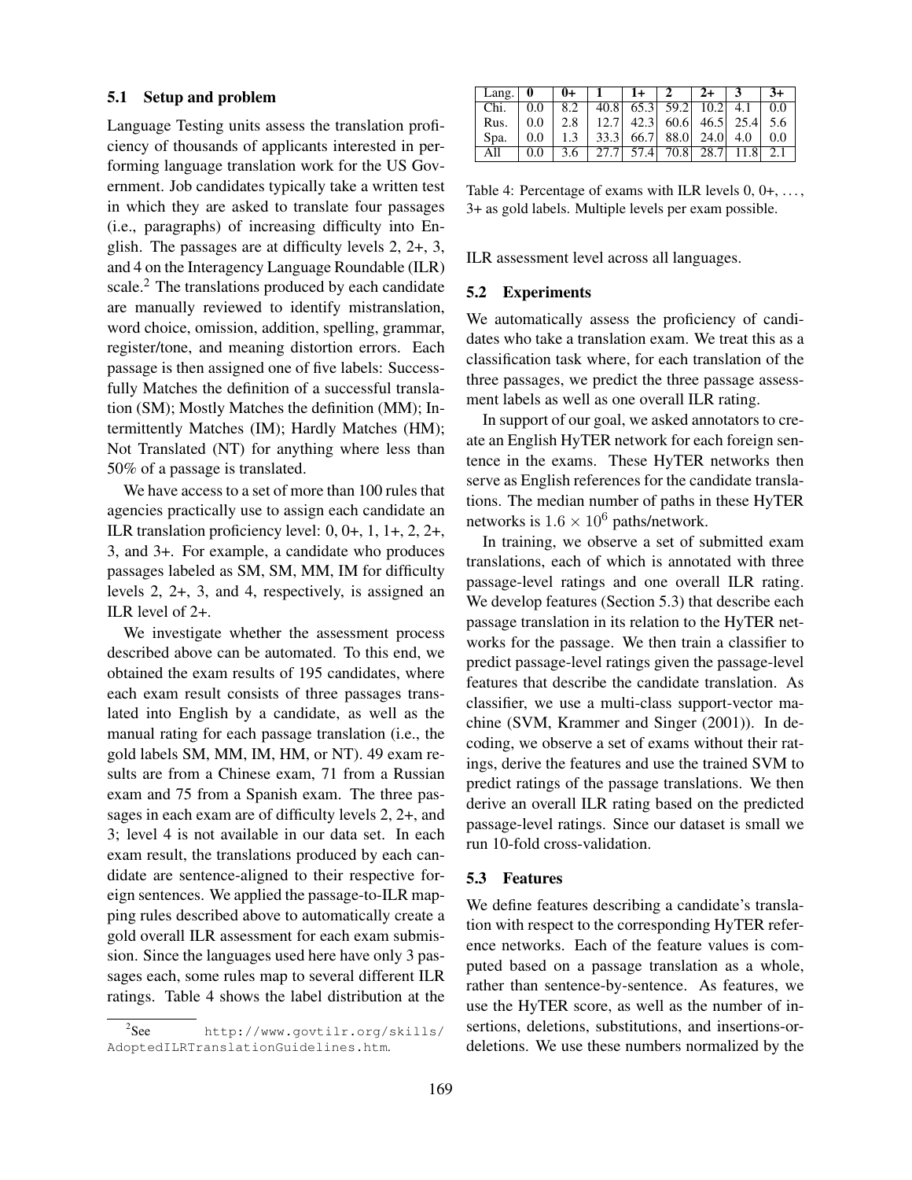### 5.1 Setup and problem

Language Testing units assess the translation proficiency of thousands of applicants interested in performing language translation work for the US Government. Job candidates typically take a written test in which they are asked to translate four passages (i.e., paragraphs) of increasing difficulty into English. The passages are at difficulty levels 2, 2+, 3, and 4 on the Interagency Language Roundable (ILR) scale.[2] The translations produced by each candidate are manually reviewed to identify mistranslation, word choice, omission, addition, spelling, grammar, register/tone, and meaning distortion errors. Each passage is then assigned one of five labels: Successfully Matches the definition of a successful translation (SM); Mostly Matches the definition (MM); Intermittently Matches (IM); Hardly Matches (HM); Not Translated (NT) for anything where less than 50% of a passage is translated.

We have access to a set of more than 100 rules that agencies practically use to assign each candidate an ILR translation proficiency level: 0, 0+, 1, 1+, 2, 2+, 3, and 3+. For example, a candidate who produces passages labeled as SM, SM, MM, IM for difficulty levels 2, 2+, 3, and 4, respectively, is assigned an ILR level of 2+.

We investigate whether the assessment process described above can be automated. To this end, we obtained the exam results of 195 candidates, where each exam result consists of three passages translated into English by a candidate, as well as the manual rating for each passage translation (i.e., the gold labels SM, MM, IM, HM, or NT). 49 exam results are from a Chinese exam, 71 from a Russian exam and 75 from a Spanish exam. The three passages in each exam are of difficulty levels 2, 2+, and 3; level 4 is not available in our data set. In each exam result, the translations produced by each candidate are sentence-aligned to their respective foreign sentences. We applied the passage-to-ILR mapping rules described above to automatically create a gold overall ILR assessment for each exam submission. Since the languages used here have only 3 passages each, some rules map to several different ILR ratings. Table 4 shows the label distribution at the ILR assessment level across all languages.

[2] See http://www.govtilr.org/skills/AdoptedILRTranslationGuidelines.htm.

| Lang. | 0 | 0+ | 1 | 1+ | 2 | 2+ | 3 | 3+ |
|---|---|---|---|---|---|---|---|---|
| Chi. | 0.0 | 8.2 | 40.8 | 65.3 | 59.2 | 10.2 | 4.1 | 0.0 |
| Rus. | 0.0 | 2.8 | 12.7 | 42.3 | 60.6 | 46.5 | 25.4 | 5.6 |
| Spa. | 0.0 | 1.3 | 33.3 | 66.7 | 88.0 | 24.0 | 4.0 | 0.0 |
| All | 0.0 | 3.6 | 27.7 | 57.4 | 70.8 | 28.7 | 11.8 | 2.1 |

Table 4: Percentage of exams with ILR levels 0, 0+, ..., 3+ as gold labels. Multiple levels per exam possible.

### 5.2 Experiments

We automatically assess the proficiency of candidates who take a translation exam. We treat this as a classification task where, for each translation of the three passages, we predict the three passage assessment labels as well as one overall ILR rating.

In support of our goal, we asked annotators to create an English HyTER network for each foreign sentence in the exams. These HyTER networks then serve as English references for the candidate translations. The median number of paths in these HyTER networks is $1.6 \times 10^6$ paths/network.

In training, we observe a set of submitted exam translations, each of which is annotated with three passage-level ratings and one overall ILR rating. We develop features (Section 5.3) that describe each passage translation in its relation to the HyTER networks for the passage. We then train a classifier to predict passage-level ratings given the passage-level features that describe the candidate translation. As classifier, we use a multi-class support-vector machine (SVM, Krammer and Singer (2001)). In decoding, we observe a set of exams without their ratings, derive the features and use the trained SVM to predict ratings of the passage translations. We then derive an overall ILR rating based on the predicted passage-level ratings. Since our dataset is small we run 10-fold cross-validation.

### 5.3 Features

We define features describing a candidate's translation with respect to the corresponding HyTER reference networks. Each of the feature values is computed based on a passage translation as a whole, rather than sentence-by-sentence. As features, we use the HyTER score, as well as the number of insertions, deletions, substitutions, and insertions-or-deletions. We use these numbers normalized by the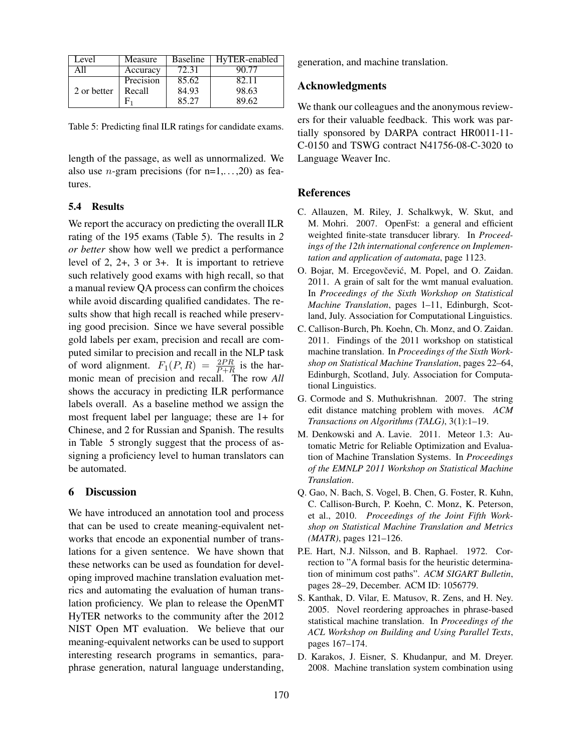| Level | Measure | Baseline | HyTER-enabled |
|---|---|---|---|
| All | Accuracy | 72.31 | 90.77 |
| 2 or better | Precision | 85.62 | 82.11 |
| | Recall | 84.93 | 98.63 |
| | $F_1$ | 85.27 | 89.62 |

Table 5: Predicting final ILR ratings for candidate exams.

length of the passage, as well as unnormalized. We also use $n$-gram precisions (for n=1,...,20) as features.

### 5.4 Results

We report the accuracy on predicting the overall ILR rating of the 195 exams (Table 5). The results in *2 or better* show how well we predict a performance level of 2, 2+, 3 or 3+. It is important to retrieve such relatively good exams with high recall, so that a manual review QA process can confirm the choices while avoid discarding qualified candidates. The results show that high recall is reached while preserving good precision. Since we have several possible gold labels per exam, precision and recall are computed similar to precision and recall in the NLP task of word alignment. $F_1(P,R) = \frac{2PR}{P+R}$ is the harmonic mean of precision and recall. The row *All* shows the accuracy in predicting ILR performance labels overall. As a baseline method we assign the most frequent label per language; these are 1+ for Chinese, and 2 for Russian and Spanish. The results in Table 5 strongly suggest that the process of assigning a proficiency level to human translators can be automated.

## 6 Discussion

We have introduced an annotation tool and process that can be used to create meaning-equivalent networks that encode an exponential number of translations for a given sentence. We have shown that these networks can be used as foundation for developing improved machine translation evaluation metrics and automating the evaluation of human translation proficiency. We plan to release the OpenMT HyTER networks to the community after the 2012 NIST Open MT evaluation. We believe that our meaning-equivalent networks can be used to support interesting research programs in semantics, paraphrase generation, natural language understanding, generation, and machine translation.

## Acknowledgments

We thank our colleagues and the anonymous reviewers for their valuable feedback. This work was partially sponsored by DARPA contract HR0011-11-C-0150 and TSWG contract N41756-08-C-3020 to Language Weaver Inc.

## References

C. Allauzen, M. Riley, J. Schalkwyk, W. Skut, and M. Mohri. 2007. OpenFst: a general and efficient weighted finite-state transducer library. In *Proceedings of the 12th international conference on Implementation and application of automata*, page 1123.

O. Bojar, M. Ercegovčević, M. Popel, and O. Zaidan. 2011. A grain of salt for the wmt manual evaluation. In *Proceedings of the Sixth Workshop on Statistical Machine Translation*, pages 1–11, Edinburgh, Scotland, July. Association for Computational Linguistics.

C. Callison-Burch, Ph. Koehn, Ch. Monz, and O. Zaidan. 2011. Findings of the 2011 workshop on statistical machine translation. In *Proceedings of the Sixth Workshop on Statistical Machine Translation*, pages 22–64, Edinburgh, Scotland, July. Association for Computational Linguistics.

G. Cormode and S. Muthukrishnan. 2007. The string edit distance matching problem with moves. *ACM Transactions on Algorithms (TALG)*, 3(1):1–19.

M. Denkowski and A. Lavie. 2011. Meteor 1.3: Automatic Metric for Reliable Optimization and Evaluation of Machine Translation Systems. In *Proceedings of the EMNLP 2011 Workshop on Statistical Machine Translation*.

Q. Gao, N. Bach, S. Vogel, B. Chen, G. Foster, R. Kuhn, C. Callison-Burch, P. Koehn, C. Monz, K. Peterson, et al., 2010. *Proceedings of the Joint Fifth Workshop on Statistical Machine Translation and Metrics (MATR)*, pages 121–126.

P.E. Hart, N.J. Nilsson, and B. Raphael. 1972. Correction to "A formal basis for the heuristic determination of minimum cost paths". *ACM SIGART Bulletin*, pages 28–29, December. ACM ID: 1056779.

S. Kanthak, D. Vilar, E. Matusov, R. Zens, and H. Ney. 2005. Novel reordering approaches in phrase-based statistical machine translation. In *Proceedings of the ACL Workshop on Building and Using Parallel Texts*, pages 167–174.

D. Karakos, J. Eisner, S. Khudanpur, and M. Dreyer. 2008. Machine translation system combination using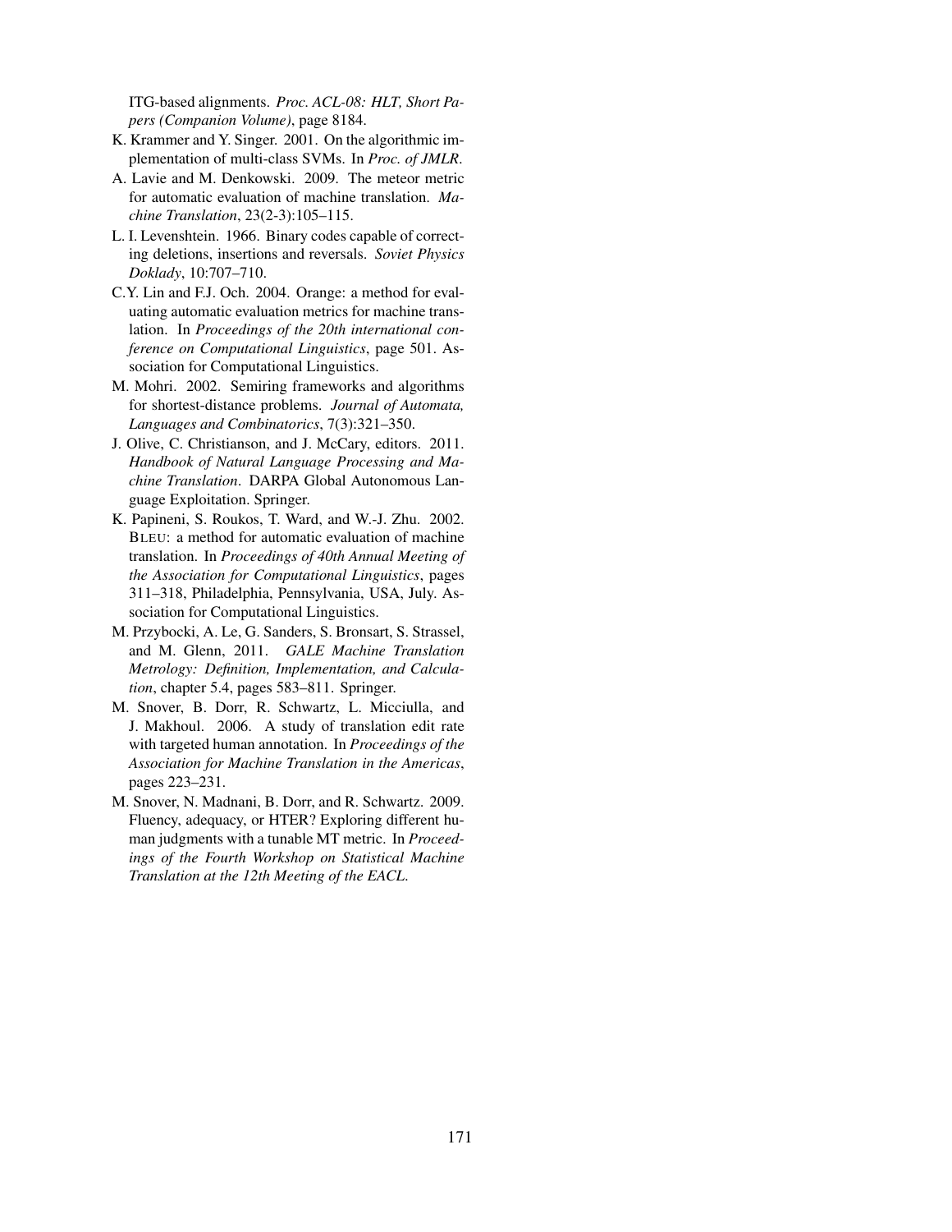ITG-based alignments. *Proc. ACL-08: HLT, Short Papers (Companion Volume)*, page 8184.

K. Krammer and Y. Singer. 2001. On the algorithmic implementation of multi-class SVMs. In *Proc. of JMLR*.

A. Lavie and M. Denkowski. 2009. The meteor metric for automatic evaluation of machine translation. *Machine Translation*, 23(2-3):105–115.

L. I. Levenshtein. 1966. Binary codes capable of correcting deletions, insertions and reversals. *Soviet Physics Doklady*, 10:707–710.

C.Y. Lin and F.J. Och. 2004. Orange: a method for evaluating automatic evaluation metrics for machine translation. In *Proceedings of the 20th international conference on Computational Linguistics*, page 501. Association for Computational Linguistics.

M. Mohri. 2002. Semiring frameworks and algorithms for shortest-distance problems. *Journal of Automata, Languages and Combinatorics*, 7(3):321–350.

J. Olive, C. Christianson, and J. McCary, editors. 2011. *Handbook of Natural Language Processing and Machine Translation*. DARPA Global Autonomous Language Exploitation. Springer.

K. Papineni, S. Roukos, T. Ward, and W.-J. Zhu. 2002. BLEU: a method for automatic evaluation of machine translation. In *Proceedings of 40th Annual Meeting of the Association for Computational Linguistics*, pages 311–318, Philadelphia, Pennsylvania, USA, July. Association for Computational Linguistics.

M. Przybocki, A. Le, G. Sanders, S. Bronsart, S. Strassel, and M. Glenn, 2011. *GALE Machine Translation Metrology: Definition, Implementation, and Calculation*, chapter 5.4, pages 583–811. Springer.

M. Snover, B. Dorr, R. Schwartz, L. Micciulla, and J. Makhoul. 2006. A study of translation edit rate with targeted human annotation. In *Proceedings of the Association for Machine Translation in the Americas*, pages 223–231.

M. Snover, N. Madnani, B. Dorr, and R. Schwartz. 2009. Fluency, adequacy, or HTER? Exploring different human judgments with a tunable MT metric. In *Proceedings of the Fourth Workshop on Statistical Machine Translation at the 12th Meeting of the EACL*.